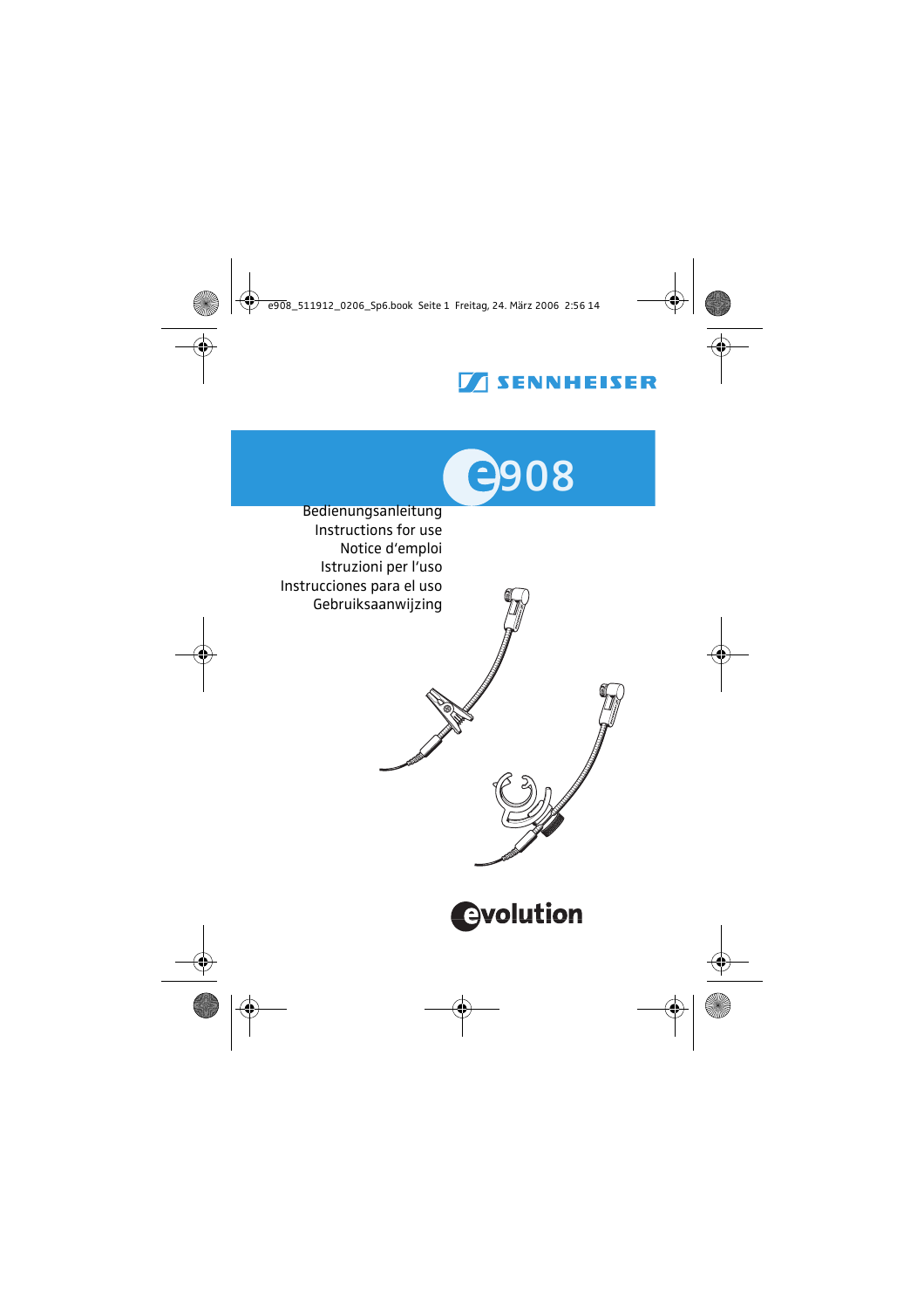SENNHEISER

# e908

Bedienungsanleitung
Instructions for use
Notice d'emploi
Istruzioni per l'uso
Instrucciones para el uso
Gebruiksaanwijzing

evolution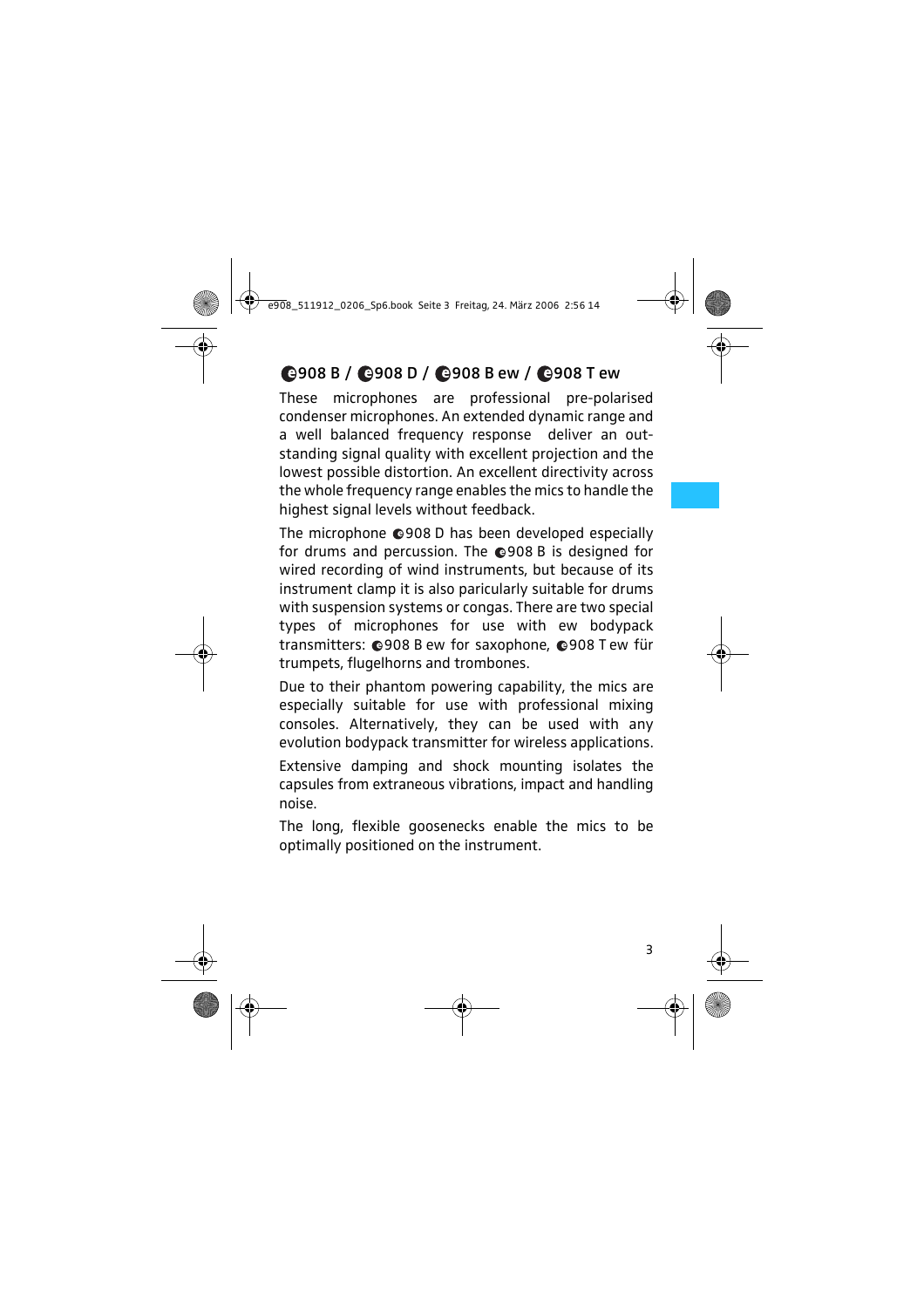# e908 B / e908 D / e908 B ew / e908 T ew

These microphones are professional pre-polarised condenser microphones. An extended dynamic range and a well balanced frequency response deliver an outstanding signal quality with excellent projection and the lowest possible distortion. An excellent directivity across the whole frequency range enables the mics to handle the highest signal levels without feedback.

The microphone e908 D has been developed especially for drums and percussion. The e908 B is designed for wired recording of wind instruments, but because of its instrument clamp it is also paricularly suitable for drums with suspension systems or congas. There are two special types of microphones for use with ew bodypack transmitters: e908 B ew for saxophone, e908 T ew für trumpets, flugelhorns and trombones.

Due to their phantom powering capability, the mics are especially suitable for use with professional mixing consoles. Alternatively, they can be used with any evolution bodypack transmitter for wireless applications.

Extensive damping and shock mounting isolates the capsules from extraneous vibrations, impact and handling noise.

The long, flexible goosenecks enable the mics to be optimally positioned on the instrument.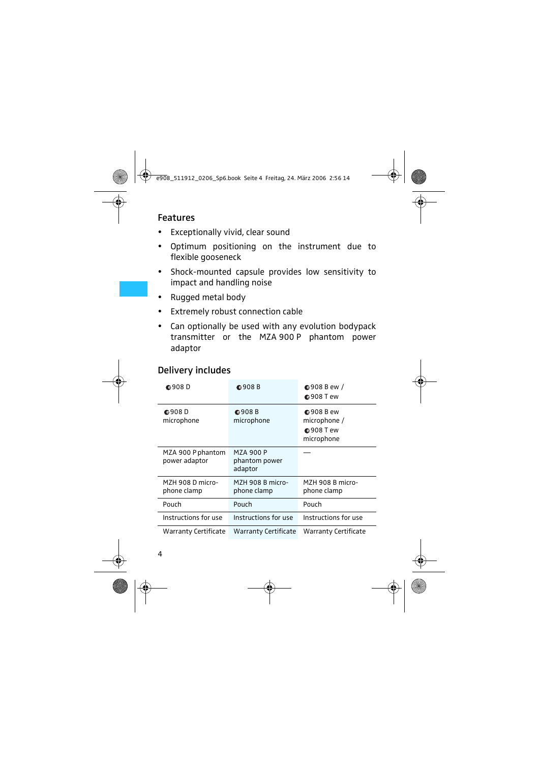## Features

- Exceptionally vivid, clear sound
- Optimum positioning on the instrument due to flexible gooseneck
- Shock-mounted capsule provides low sensitivity to impact and handling noise
- Rugged metal body
- Extremely robust connection cable
- Can optionally be used with any evolution bodypack transmitter or the MZA 900 P phantom power adaptor

## Delivery includes

| e908 D | e908 B | e908 B ew / e908 T ew |
|---|---|---|
| e908 D microphone | e908 B microphone | e908 B ew microphone / e908 T ew microphone |
| MZA 900 P phantom power adaptor | MZA 900 P phantom power adaptor | — |
| MZH 908 D microphone clamp | MZH 908 B microphone clamp | MZH 908 B microphone clamp |
| Pouch | Pouch | Pouch |
| Instructions for use | Instructions for use | Instructions for use |
| Warranty Certificate | Warranty Certificate | Warranty Certificate |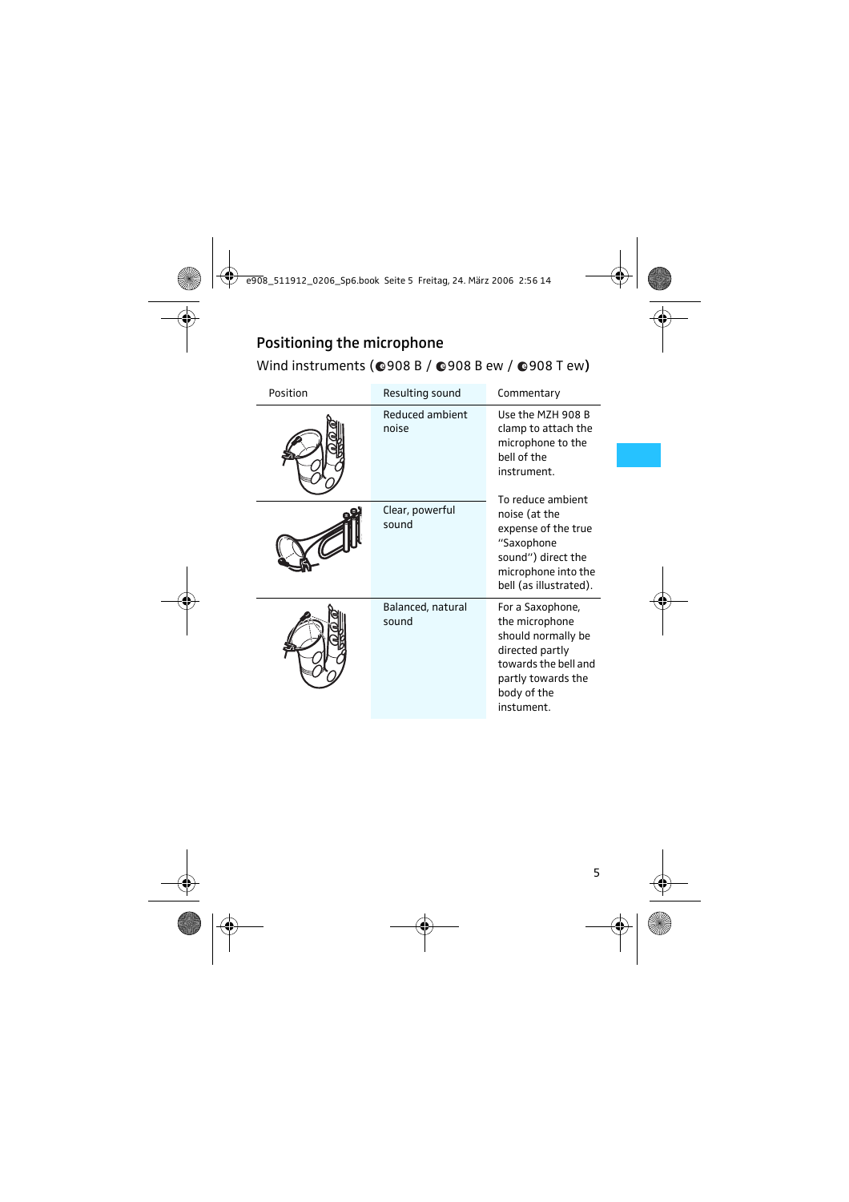## Positioning the microphone

Wind instruments (e908 B / e908 B ew / e908 T ew)

| Position | Resulting sound | Commentary |
|---|---|---|
| | Reduced ambient noise | Use the MZH 908 B clamp to attach the microphone to the bell of the instrument. |
| | Clear, powerful sound | To reduce ambient noise (at the expense of the true "Saxophone sound") direct the microphone into the bell (as illustrated). |
| | Balanced, natural sound | For a Saxophone, the microphone should normally be directed partly towards the bell and partly towards the body of the instument. |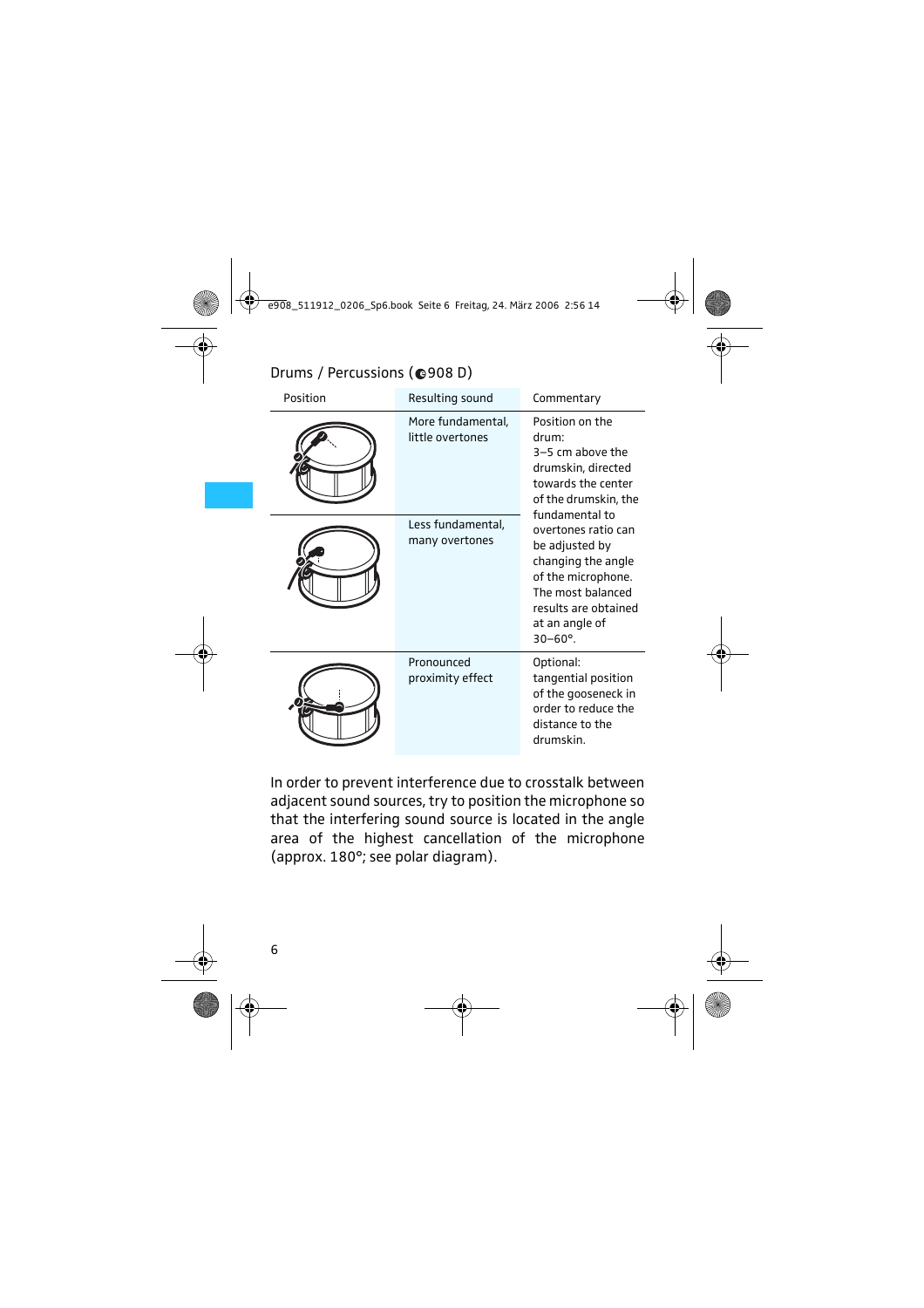## Drums / Percussions (e908 D)

| Position | Resulting sound | Commentary |
| --- | --- | --- |
| | More fundamental, little overtones | Position on the drum: 3–5 cm above the drumskin, directed towards the center of the drumskin, the fundamental to overtones ratio can be adjusted by changing the angle of the microphone. The most balanced results are obtained at an angle of 30–60°. |
| | Less fundamental, many overtones | |
| | Pronounced proximity effect | Optional: tangential position of the gooseneck in order to reduce the distance to the drumskin. |

In order to prevent interference due to crosstalk between adjacent sound sources, try to position the microphone so that the interfering sound source is located in the angle area of the highest cancellation of the microphone (approx. 180°; see polar diagram).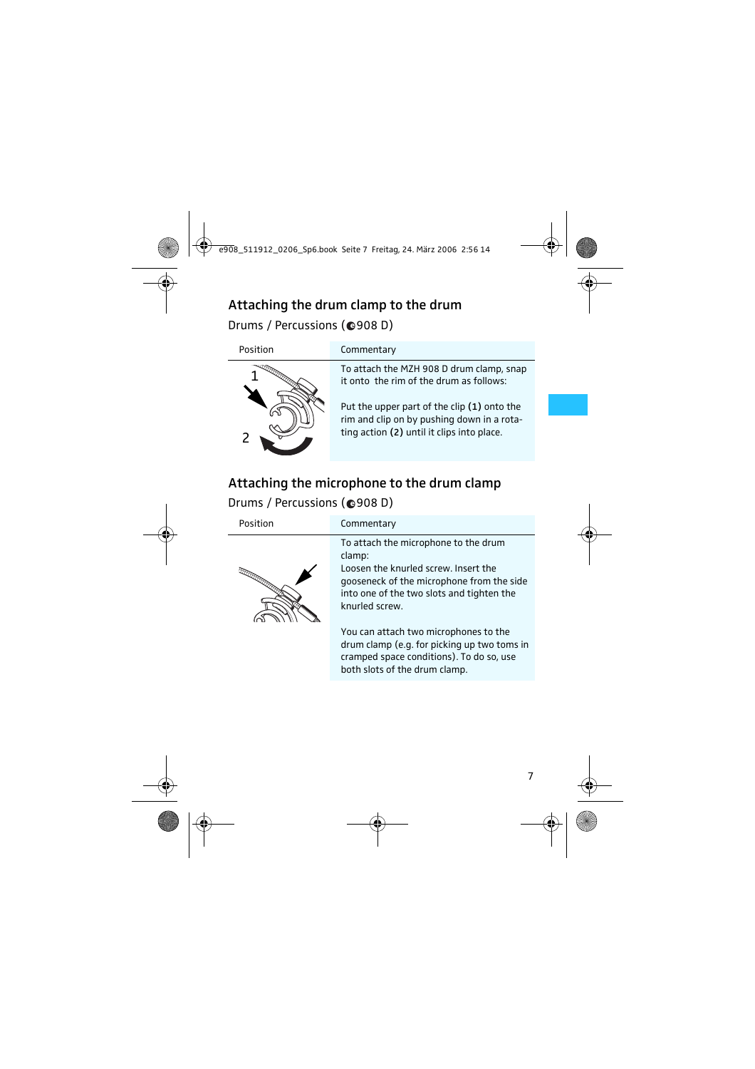## Attaching the drum clamp to the drum

Drums / Percussions (e908 D)

| Position | Commentary |
|---|---|
| | To attach the MZH 908 D drum clamp, snap it onto the rim of the drum as follows:<br><br>Put the upper part of the clip **(1)** onto the rim and clip on by pushing down in a rotating action **(2)** until it clips into place. |

## Attaching the microphone to the drum clamp

Drums / Percussions (e908 D)

| Position | Commentary |
|---|---|
| | To attach the microphone to the drum clamp:<br>Loosen the knurled screw. Insert the gooseneck of the microphone from the side into one of the two slots and tighten the knurled screw.<br><br>You can attach two microphones to the drum clamp (e.g. for picking up two toms in cramped space conditions). To do so, use both slots of the drum clamp. |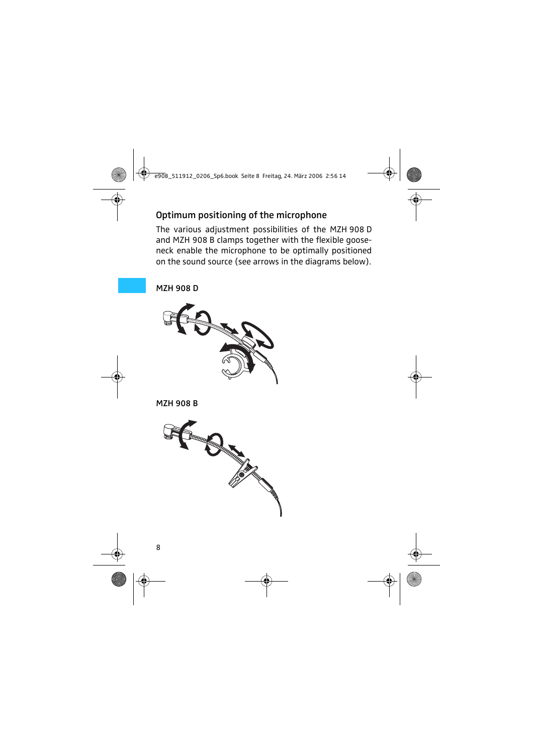## Optimum positioning of the microphone

The various adjustment possibilities of the MZH 908 D and MZH 908 B clamps together with the flexible gooseneck enable the microphone to be optimally positioned on the sound source (see arrows in the diagrams below).

### MZH 908 D

### MZH 908 B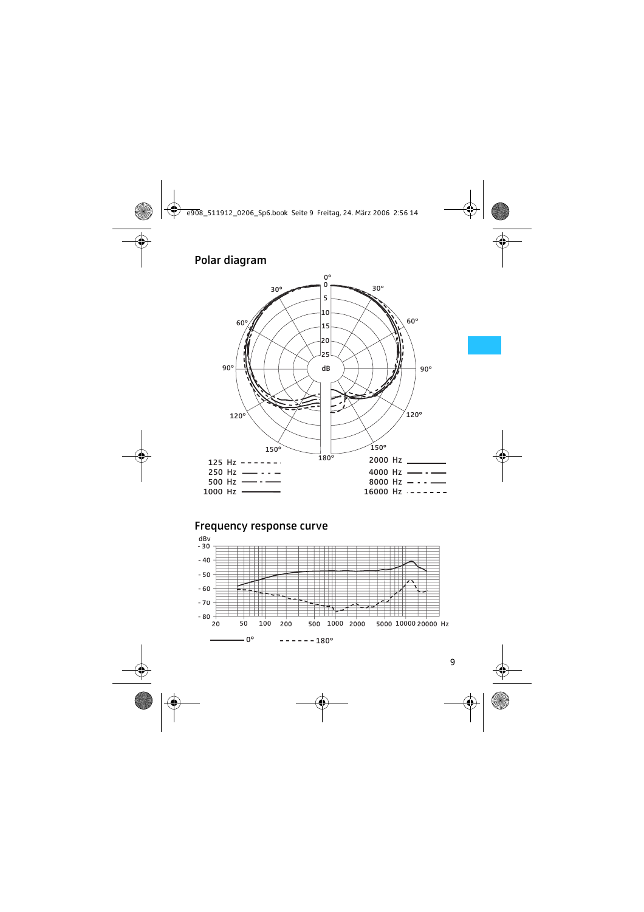## Polar diagram

125 Hz - - - - - - -
250 Hz ——·-·——
500 Hz ——·——
1000 Hz ————
2000 Hz ————
4000 Hz ——·——
8000 Hz — · · ——
16000 Hz · - - - - - -

## Frequency response curve

——— 0°
- - - - - - 180°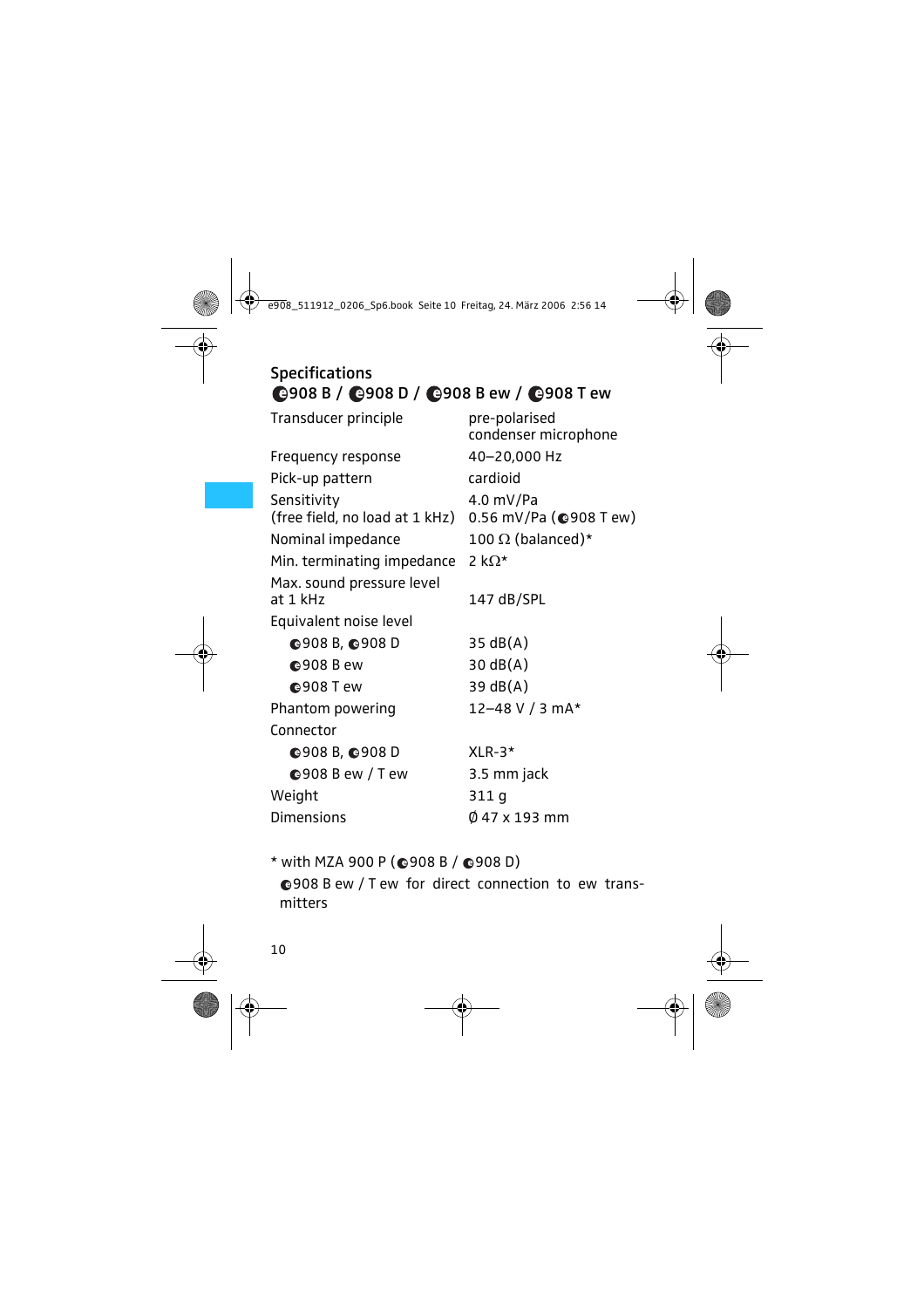## Specifications
## e908 B / e908 D / e908 B ew / e908 T ew

| | |
|---|---|
| Transducer principle | pre-polarised condenser microphone |
| Frequency response | 40–20,000 Hz |
| Pick-up pattern | cardioid |
| Sensitivity (free field, no load at 1 kHz) | 4.0 mV/Pa<br>0.56 mV/Pa (e908 T ew) |
| Nominal impedance | 100 Ω (balanced)* |
| Min. terminating impedance | 2 kΩ* |
| Max. sound pressure level at 1 kHz | 147 dB/SPL |
| Equivalent noise level | |
| e908 B, e908 D | 35 dB(A) |
| e908 B ew | 30 dB(A) |
| e908 T ew | 39 dB(A) |
| Phantom powering | 12–48 V / 3 mA* |
| Connector | |
| e908 B, e908 D | XLR-3* |
| e908 B ew / T ew | 3.5 mm jack |
| Weight | 311 g |
| Dimensions | Ø 47 x 193 mm |

* with MZA 900 P (e908 B / e908 D)
e908 B ew / T ew for direct connection to ew transmitters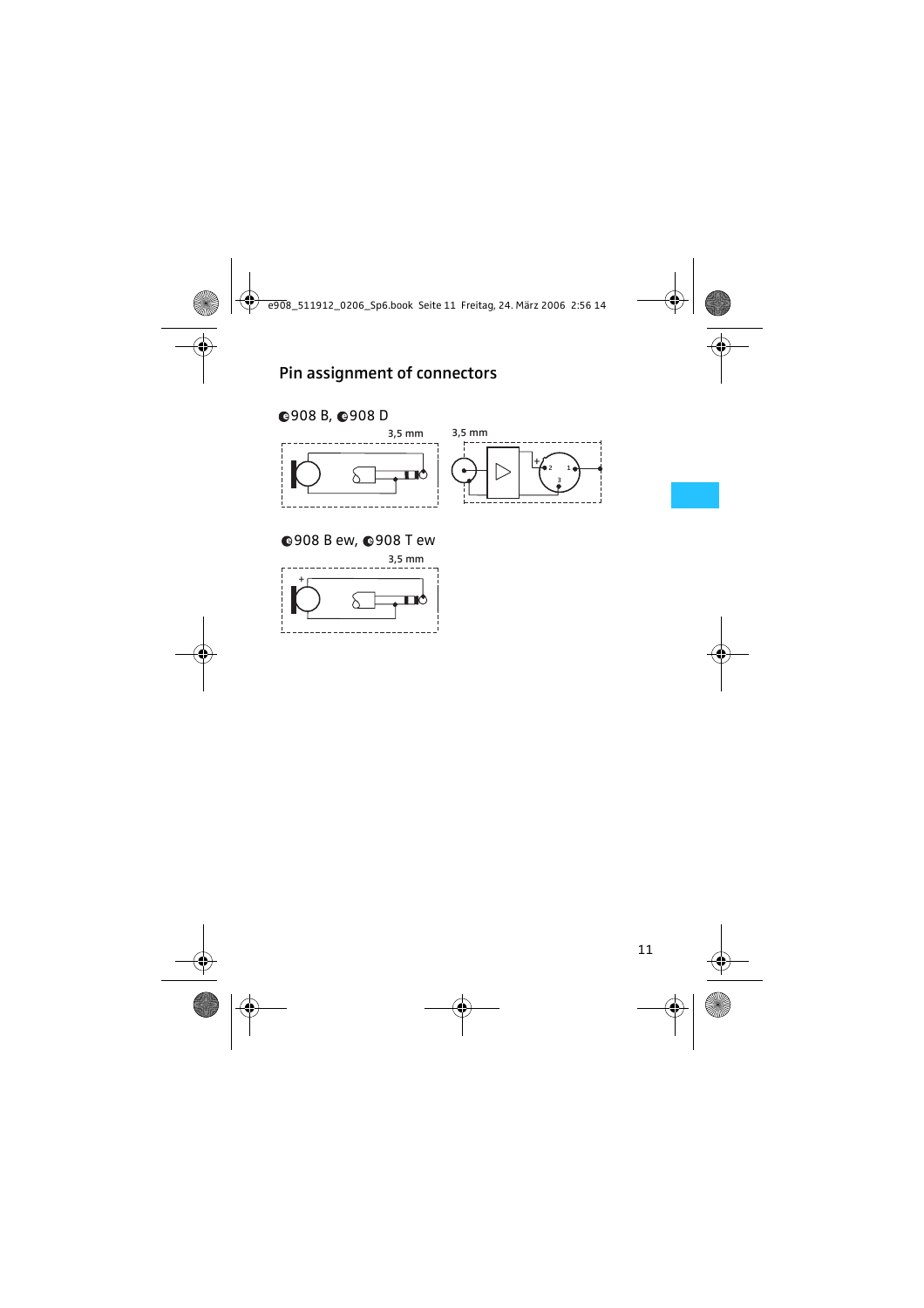## Pin assignment of connectors

e908 B, e908 D

3,5 mm

3,5 mm

e908 B ew, e908 T ew

3,5 mm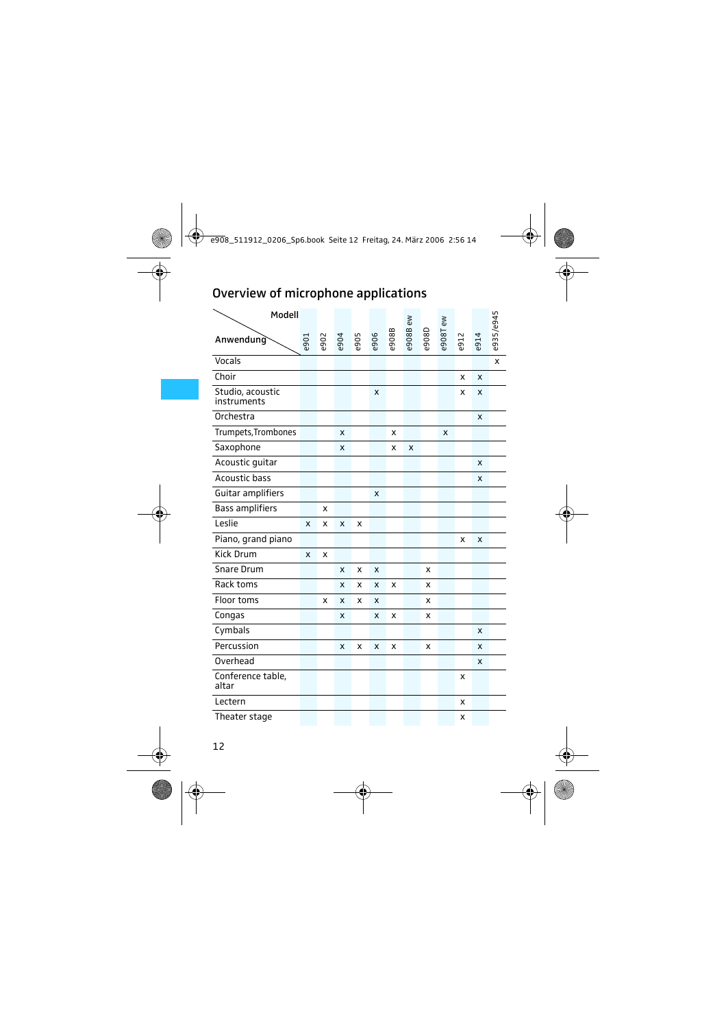## Overview of microphone applications

| Anwendung \ Modell | e901 | e902 | e904 | e905 | e906 | e908B | e908B ew | e908D | e908T ew | e912 | e914 | e935/e945 |
|---|---|---|---|---|---|---|---|---|---|---|---|---|
| Vocals | | | | | | | | | | | | x |
| Choir | | | | | | | | | | x | x | |
| Studio, acoustic instruments | | | | | x | | | | | x | x | |
| Orchestra | | | | | | | | | | | x | |
| Trumpets,Trombones | | | x | | | x | | | x | | | |
| Saxophone | | | x | | | x | x | | | | | |
| Acoustic guitar | | | | | | | | | | | x | |
| Acoustic bass | | | | | | | | | | | x | |
| Guitar amplifiers | | | | | x | | | | | | | |
| Bass amplifiers | | x | | | | | | | | | | |
| Leslie | x | x | x | x | | | | | | | | |
| Piano, grand piano | | | | | | | | | | x | x | |
| Kick Drum | x | x | | | | | | | | | | |
| Snare Drum | | | x | x | x | | | x | | | | |
| Rack toms | | | x | x | x | x | | x | | | | |
| Floor toms | | x | x | x | x | | | x | | | | |
| Congas | | | x | | x | x | | x | | | | |
| Cymbals | | | | | | | | | | | x | |
| Percussion | | | x | x | x | x | | x | | | x | |
| Overhead | | | | | | | | | | | x | |
| Conference table, altar | | | | | | | | | | x | | |
| Lectern | | | | | | | | | | x | | |
| Theater stage | | | | | | | | | | x | | |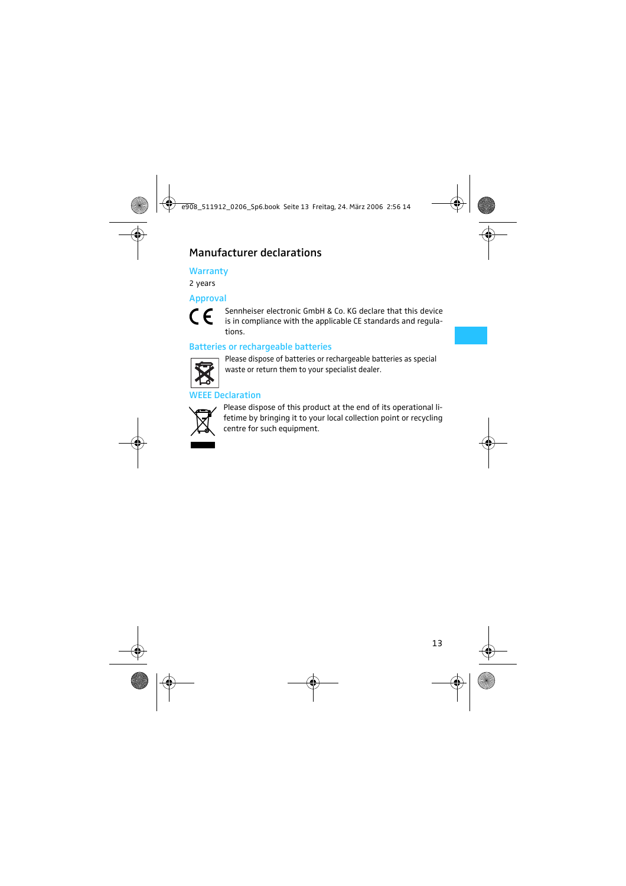## Manufacturer declarations

### Warranty

2 years

### Approval

Sennheiser electronic GmbH & Co. KG declare that this device is in compliance with the applicable CE standards and regulations.

### Batteries or rechargeable batteries

Please dispose of batteries or rechargeable batteries as special waste or return them to your specialist dealer.

### WEEE Declaration

Please dispose of this product at the end of its operational lifetime by bringing it to your local collection point or recycling centre for such equipment.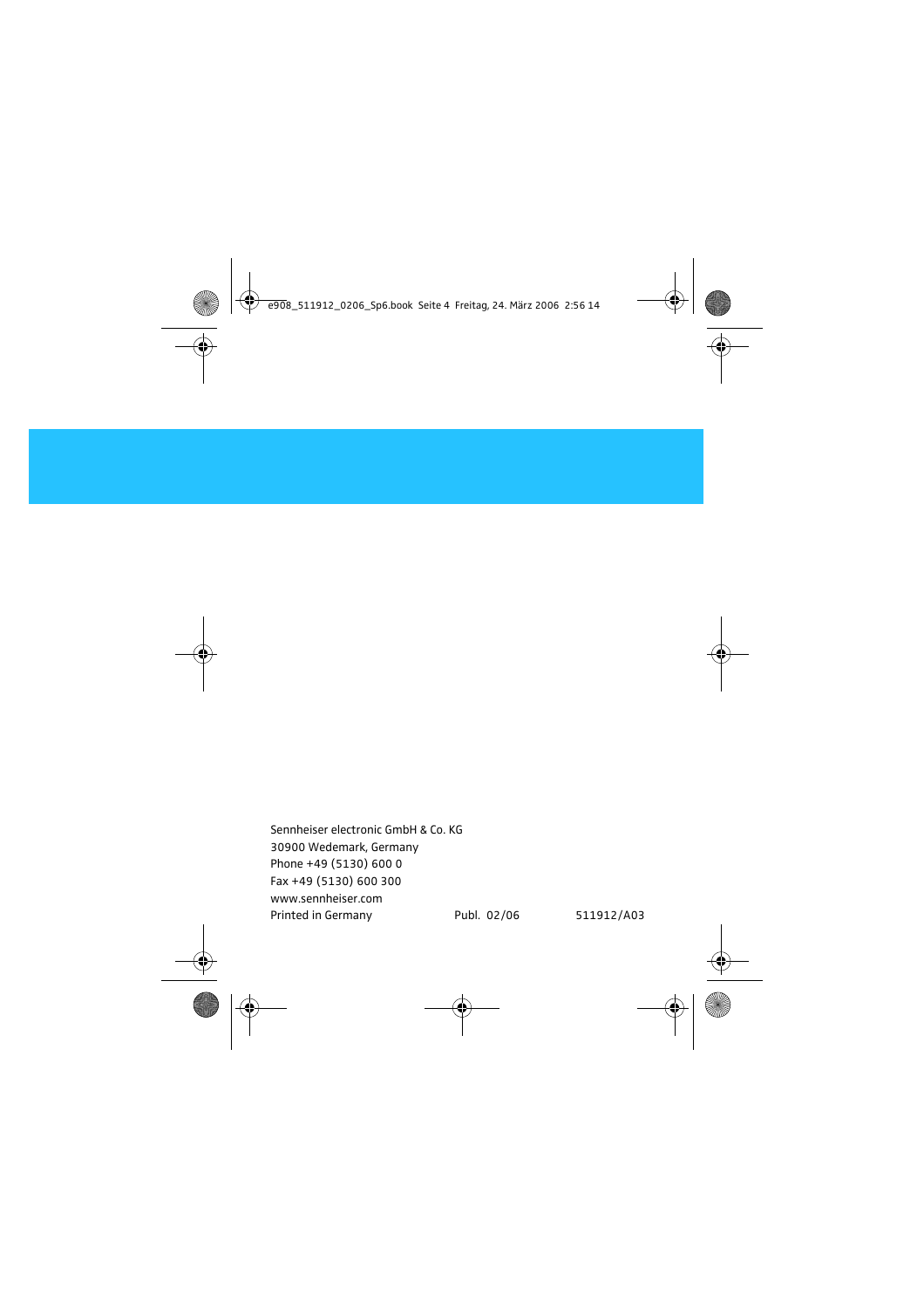Sennheiser electronic GmbH & Co. KG
30900 Wedemark, Germany
Phone +49 (5130) 600 0
Fax +49 (5130) 600 300
www.sennheiser.com
Printed in Germany Publ. 02/06 511912/A03